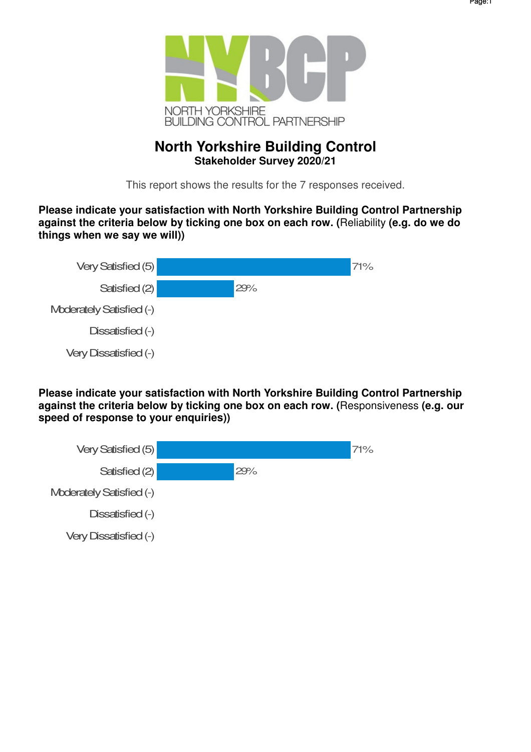NORTH YORKSHIRE BUILDING CONTROL PARTNERSHIP

# North Yorkshire Building Control

## Stakeholder Survey 2020/21

This report shows the results for the 7 responses received.

**Please indicate your satisfaction with North Yorkshire Building Control Partnership against the criteria below by ticking one box on each row. (**Reliability **(e.g. do we do things when we say we will))**

| Response | Percentage |
|---|---|
| Very Satisfied (5) | 71% |
| Satisfied (2) | 29% |
| Moderately Satisfied (-) | |
| Dissatisfied (-) | |
| Very Dissatisfied (-) | |

**Please indicate your satisfaction with North Yorkshire Building Control Partnership against the criteria below by ticking one box on each row. (**Responsiveness **(e.g. our speed of response to your enquiries))**

| Response | Percentage |
|---|---|
| Very Satisfied (5) | 71% |
| Satisfied (2) | 29% |
| Moderately Satisfied (-) | |
| Dissatisfied (-) | |
| Very Dissatisfied (-) | |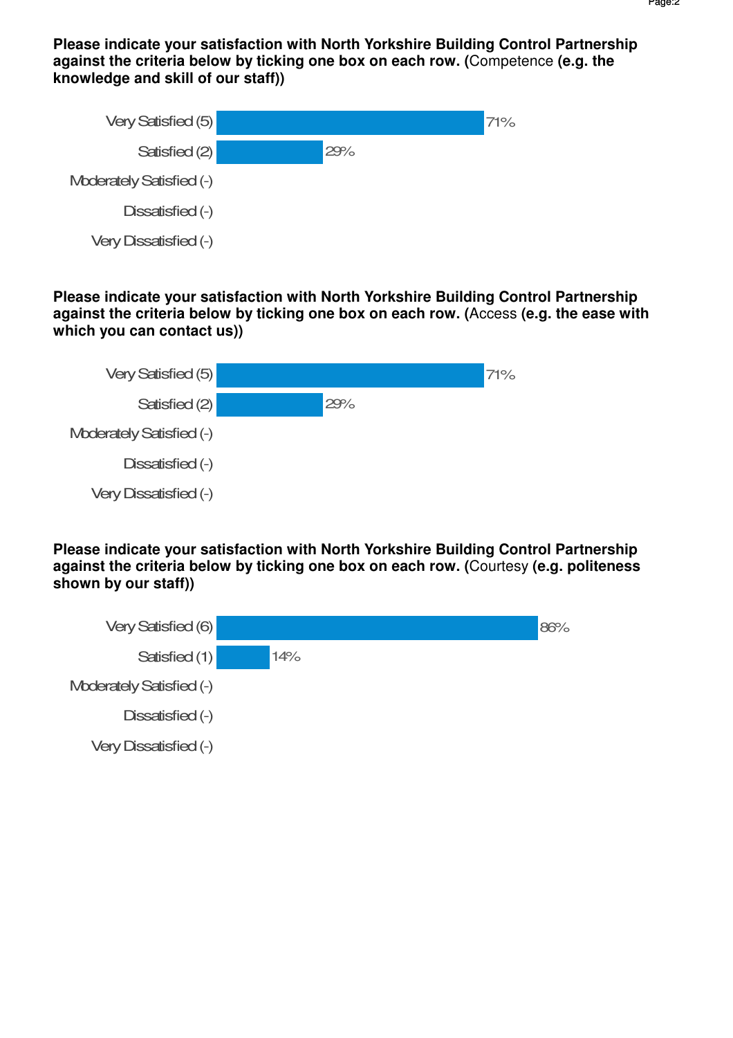**Please indicate your satisfaction with North Yorkshire Building Control Partnership against the criteria below by ticking one box on each row.** (Competence **(e.g. the knowledge and skill of our staff))**

| Response | Percentage |
|---|---|
| Very Satisfied (5) | 71% |
| Satisfied (2) | 29% |
| Moderately Satisfied (-) | |
| Dissatisfied (-) | |
| Very Dissatisfied (-) | |

**Please indicate your satisfaction with North Yorkshire Building Control Partnership against the criteria below by ticking one box on each row.** (Access **(e.g. the ease with which you can contact us))**

| Response | Percentage |
|---|---|
| Very Satisfied (5) | 71% |
| Satisfied (2) | 29% |
| Moderately Satisfied (-) | |
| Dissatisfied (-) | |
| Very Dissatisfied (-) | |

**Please indicate your satisfaction with North Yorkshire Building Control Partnership against the criteria below by ticking one box on each row.** (Courtesy **(e.g. politeness shown by our staff))**

| Response | Percentage |
|---|---|
| Very Satisfied (6) | 86% |
| Satisfied (1) | 14% |
| Moderately Satisfied (-) | |
| Dissatisfied (-) | |
| Very Dissatisfied (-) | |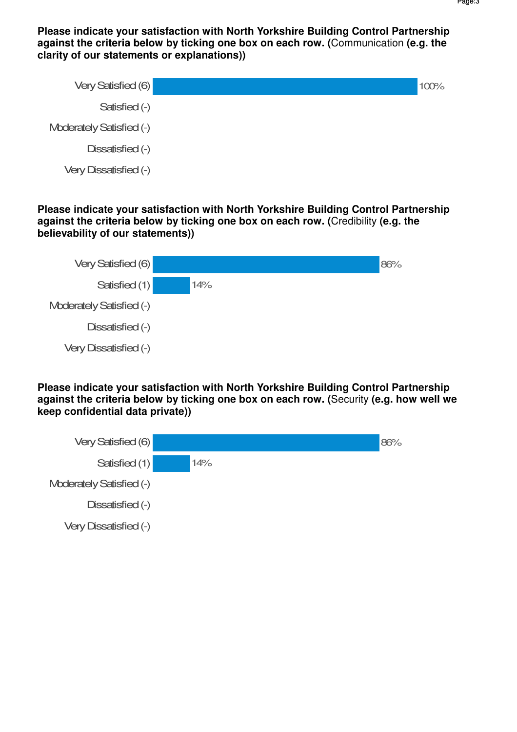**Please indicate your satisfaction with North Yorkshire Building Control Partnership against the criteria below by ticking one box on each row.** (Communication **(e.g. the clarity of our statements or explanations))**

| Response | Percentage |
|---|---|
| Very Satisfied (6) | 100% |
| Satisfied (-) | |
| Moderately Satisfied (-) | |
| Dissatisfied (-) | |
| Very Dissatisfied (-) | |

**Please indicate your satisfaction with North Yorkshire Building Control Partnership against the criteria below by ticking one box on each row.** (Credibility **(e.g. the believability of our statements))**

| Response | Percentage |
|---|---|
| Very Satisfied (6) | 86% |
| Satisfied (1) | 14% |
| Moderately Satisfied (-) | |
| Dissatisfied (-) | |
| Very Dissatisfied (-) | |

**Please indicate your satisfaction with North Yorkshire Building Control Partnership against the criteria below by ticking one box on each row.** (Security **(e.g. how well we keep confidential data private))**

| Response | Percentage |
|---|---|
| Very Satisfied (6) | 86% |
| Satisfied (1) | 14% |
| Moderately Satisfied (-) | |
| Dissatisfied (-) | |
| Very Dissatisfied (-) | |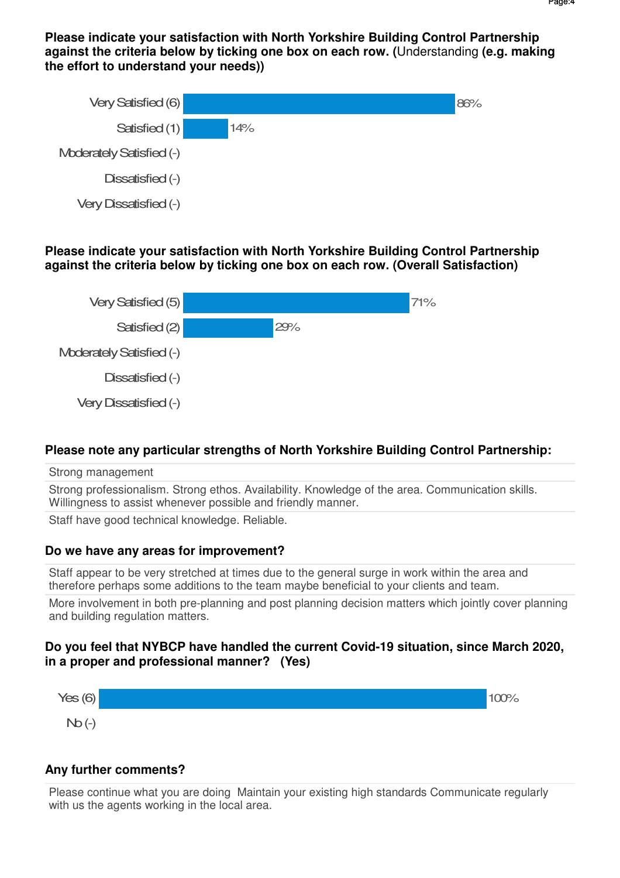**Please indicate your satisfaction with North Yorkshire Building Control Partnership against the criteria below by ticking one box on each row.** (Understanding **(e.g. making the effort to understand your needs))**

Very Satisfied (6) 86%

Satisfied (1) 14%

Moderately Satisfied (-)

Dissatisfied (-)

Very Dissatisfied (-)

**Please indicate your satisfaction with North Yorkshire Building Control Partnership against the criteria below by ticking one box on each row. (Overall Satisfaction)**

Very Satisfied (5) 71%

Satisfied (2) 29%

Moderately Satisfied (-)

Dissatisfied (-)

Very Dissatisfied (-)

### Please note any particular strengths of North Yorkshire Building Control Partnership:

Strong management

Strong professionalism. Strong ethos. Availability. Knowledge of the area. Communication skills. Willingness to assist whenever possible and friendly manner.

Staff have good technical knowledge. Reliable.

### Do we have any areas for improvement?

Staff appear to be very stretched at times due to the general surge in work within the area and therefore perhaps some additions to the team maybe beneficial to your clients and team.

More involvement in both pre-planning and post planning decision matters which jointly cover planning and building regulation matters.

### Do you feel that NYBCP have handled the current Covid-19 situation, since March 2020, in a proper and professional manner? (Yes)

Yes (6) 100%

No (-)

### Any further comments?

Please continue what you are doing Maintain your existing high standards Communicate regularly with us the agents working in the local area.